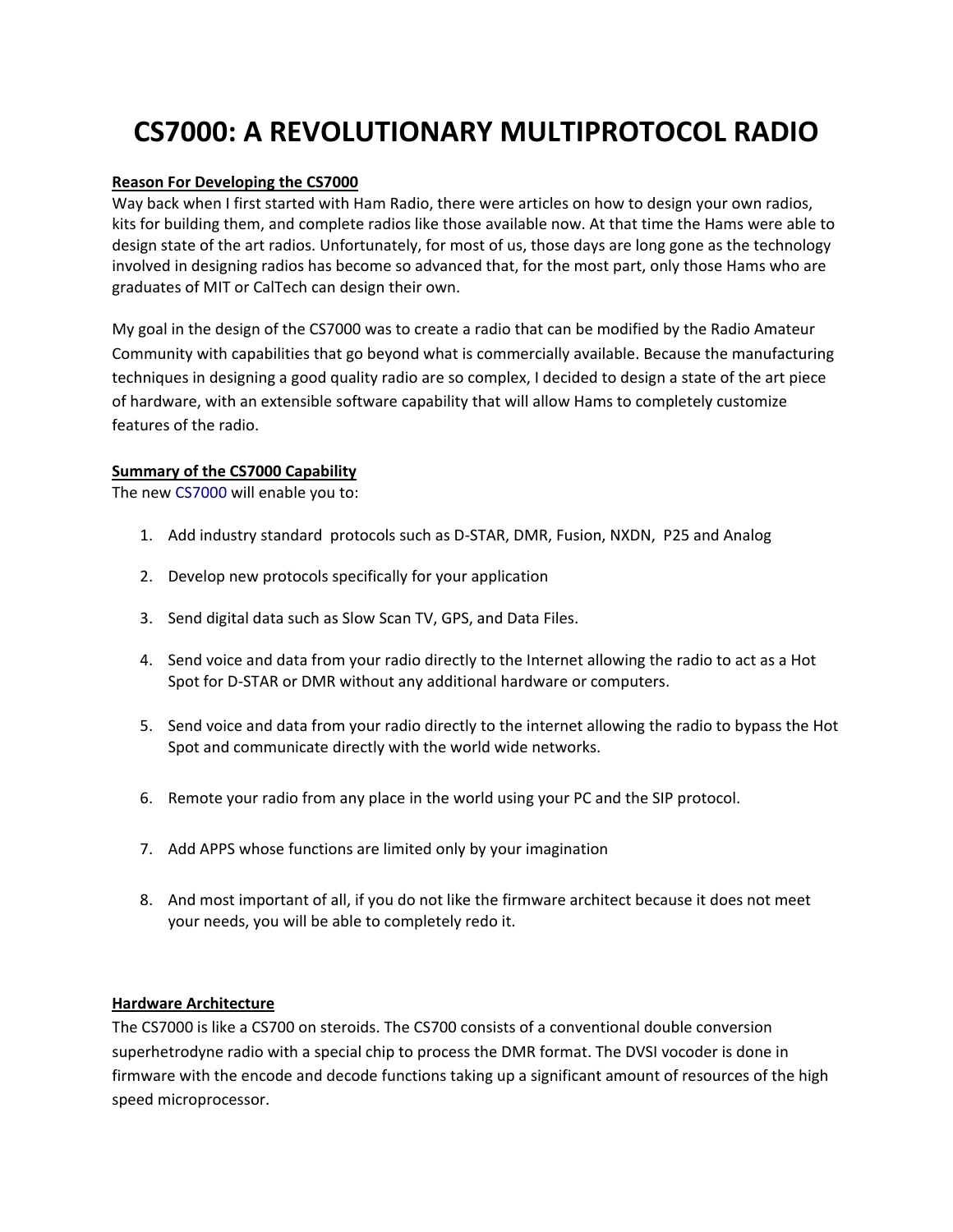# CS7000: A REVOLUTIONARY MULTIPROTOCOL RADIO

## Reason For Developing the CS7000

Way back when I first started with Ham Radio, there were articles on how to design your own radios, kits for building them, and complete radios like those available now. At that time the Hams were able to design state of the art radios. Unfortunately, for most of us, those days are long gone as the technology involved in designing radios has become so advanced that, for the most part, only those Hams who are graduates of MIT or CalTech can design their own.

My goal in the design of the CS7000 was to create a radio that can be modified by the Radio Amateur Community with capabilities that go beyond what is commercially available. Because the manufacturing techniques in designing a good quality radio are so complex, I decided to design a state of the art piece of hardware, with an extensible software capability that will allow Hams to completely customize features of the radio.

## Summary of the CS7000 Capability

The new CS7000 will enable you to:

1. Add industry standard protocols such as D-STAR, DMR, Fusion, NXDN, P25 and Analog
2. Develop new protocols specifically for your application
3. Send digital data such as Slow Scan TV, GPS, and Data Files.
4. Send voice and data from your radio directly to the Internet allowing the radio to act as a Hot Spot for D-STAR or DMR without any additional hardware or computers.
5. Send voice and data from your radio directly to the internet allowing the radio to bypass the Hot Spot and communicate directly with the world wide networks.
6. Remote your radio from any place in the world using your PC and the SIP protocol.
7. Add APPS whose functions are limited only by your imagination
8. And most important of all, if you do not like the firmware architect because it does not meet your needs, you will be able to completely redo it.

## Hardware Architecture

The CS7000 is like a CS700 on steroids. The CS700 consists of a conventional double conversion superhetrodyne radio with a special chip to process the DMR format. The DVSI vocoder is done in firmware with the encode and decode functions taking up a significant amount of resources of the high speed microprocessor.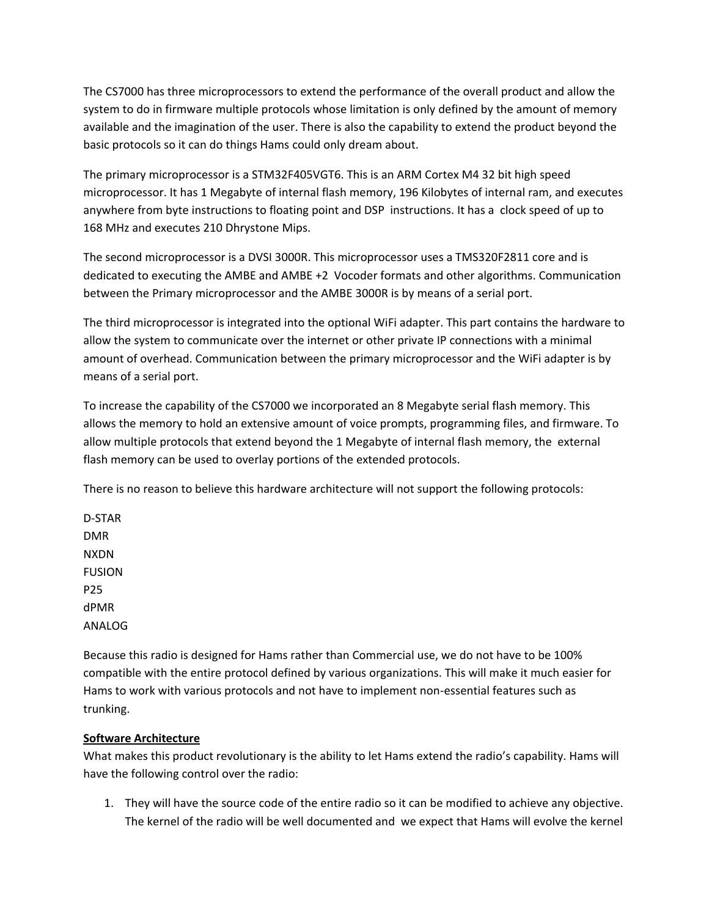The CS7000 has three microprocessors to extend the performance of the overall product and allow the system to do in firmware multiple protocols whose limitation is only defined by the amount of memory available and the imagination of the user. There is also the capability to extend the product beyond the basic protocols so it can do things Hams could only dream about.

The primary microprocessor is a STM32F405VGT6. This is an ARM Cortex M4 32 bit high speed microprocessor. It has 1 Megabyte of internal flash memory, 196 Kilobytes of internal ram, and executes anywhere from byte instructions to floating point and DSP instructions. It has a clock speed of up to 168 MHz and executes 210 Dhrystone Mips.

The second microprocessor is a DVSI 3000R. This microprocessor uses a TMS320F2811 core and is dedicated to executing the AMBE and AMBE +2 Vocoder formats and other algorithms. Communication between the Primary microprocessor and the AMBE 3000R is by means of a serial port.

The third microprocessor is integrated into the optional WiFi adapter. This part contains the hardware to allow the system to communicate over the internet or other private IP connections with a minimal amount of overhead. Communication between the primary microprocessor and the WiFi adapter is by means of a serial port.

To increase the capability of the CS7000 we incorporated an 8 Megabyte serial flash memory. This allows the memory to hold an extensive amount of voice prompts, programming files, and firmware. To allow multiple protocols that extend beyond the 1 Megabyte of internal flash memory, the external flash memory can be used to overlay portions of the extended protocols.

There is no reason to believe this hardware architecture will not support the following protocols:

D-STAR
DMR
NXDN
FUSION
P25
dPMR
ANALOG

Because this radio is designed for Hams rather than Commercial use, we do not have to be 100% compatible with the entire protocol defined by various organizations. This will make it much easier for Hams to work with various protocols and not have to implement non-essential features such as trunking.

**Software Architecture**

What makes this product revolutionary is the ability to let Hams extend the radio's capability. Hams will have the following control over the radio:

1. They will have the source code of the entire radio so it can be modified to achieve any objective. The kernel of the radio will be well documented and we expect that Hams will evolve the kernel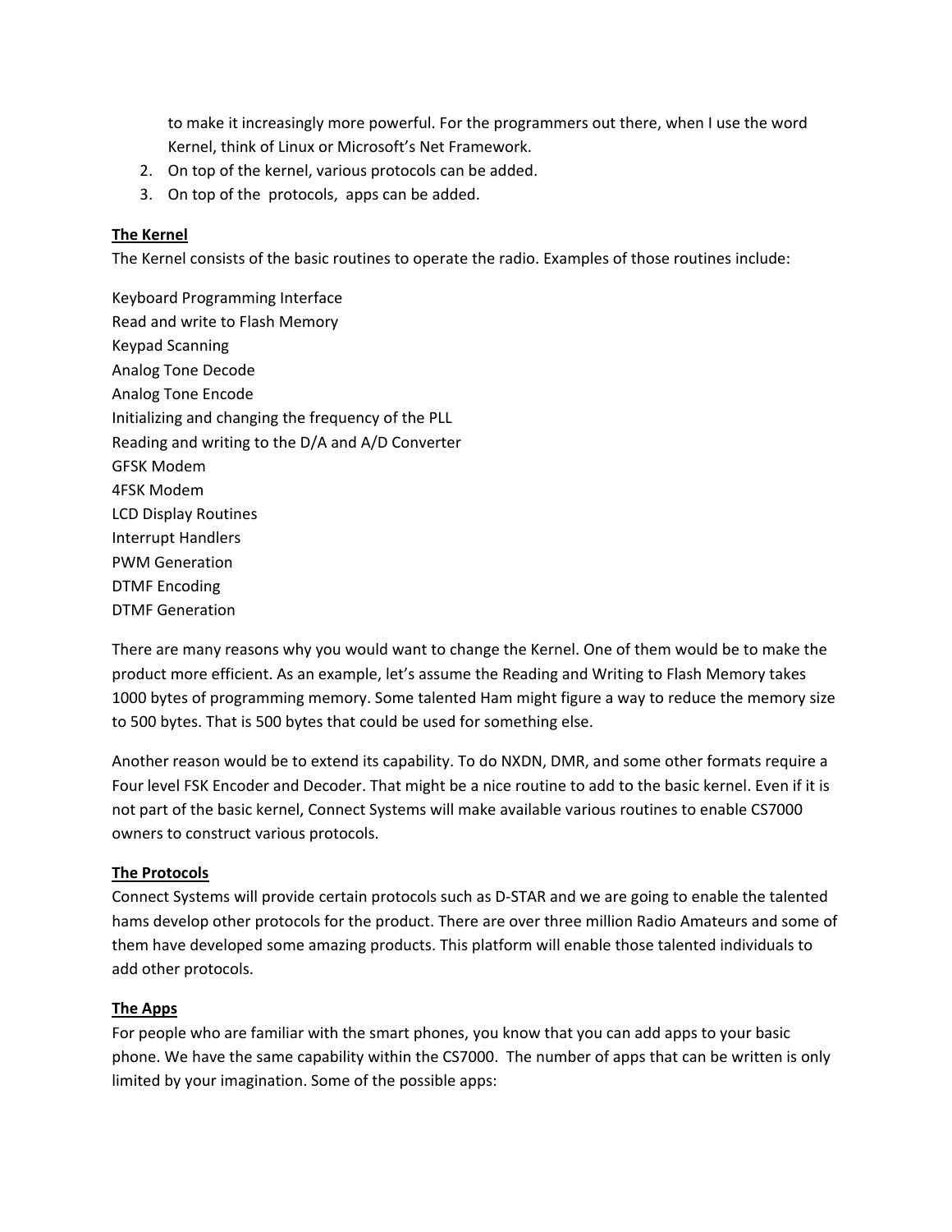to make it increasingly more powerful. For the programmers out there, when I use the word Kernel, think of Linux or Microsoft's Net Framework.

2. On top of the kernel, various protocols can be added.
3. On top of the protocols, apps can be added.

**The Kernel**

The Kernel consists of the basic routines to operate the radio. Examples of those routines include:

Keyboard Programming Interface
Read and write to Flash Memory
Keypad Scanning
Analog Tone Decode
Analog Tone Encode
Initializing and changing the frequency of the PLL
Reading and writing to the D/A and A/D Converter
GFSK Modem
4FSK Modem
LCD Display Routines
Interrupt Handlers
PWM Generation
DTMF Encoding
DTMF Generation

There are many reasons why you would want to change the Kernel. One of them would be to make the product more efficient. As an example, let's assume the Reading and Writing to Flash Memory takes 1000 bytes of programming memory. Some talented Ham might figure a way to reduce the memory size to 500 bytes. That is 500 bytes that could be used for something else.

Another reason would be to extend its capability. To do NXDN, DMR, and some other formats require a Four level FSK Encoder and Decoder. That might be a nice routine to add to the basic kernel. Even if it is not part of the basic kernel, Connect Systems will make available various routines to enable CS7000 owners to construct various protocols.

**The Protocols**

Connect Systems will provide certain protocols such as D-STAR and we are going to enable the talented hams develop other protocols for the product. There are over three million Radio Amateurs and some of them have developed some amazing products. This platform will enable those talented individuals to add other protocols.

**The Apps**

For people who are familiar with the smart phones, you know that you can add apps to your basic phone. We have the same capability within the CS7000. The number of apps that can be written is only limited by your imagination. Some of the possible apps: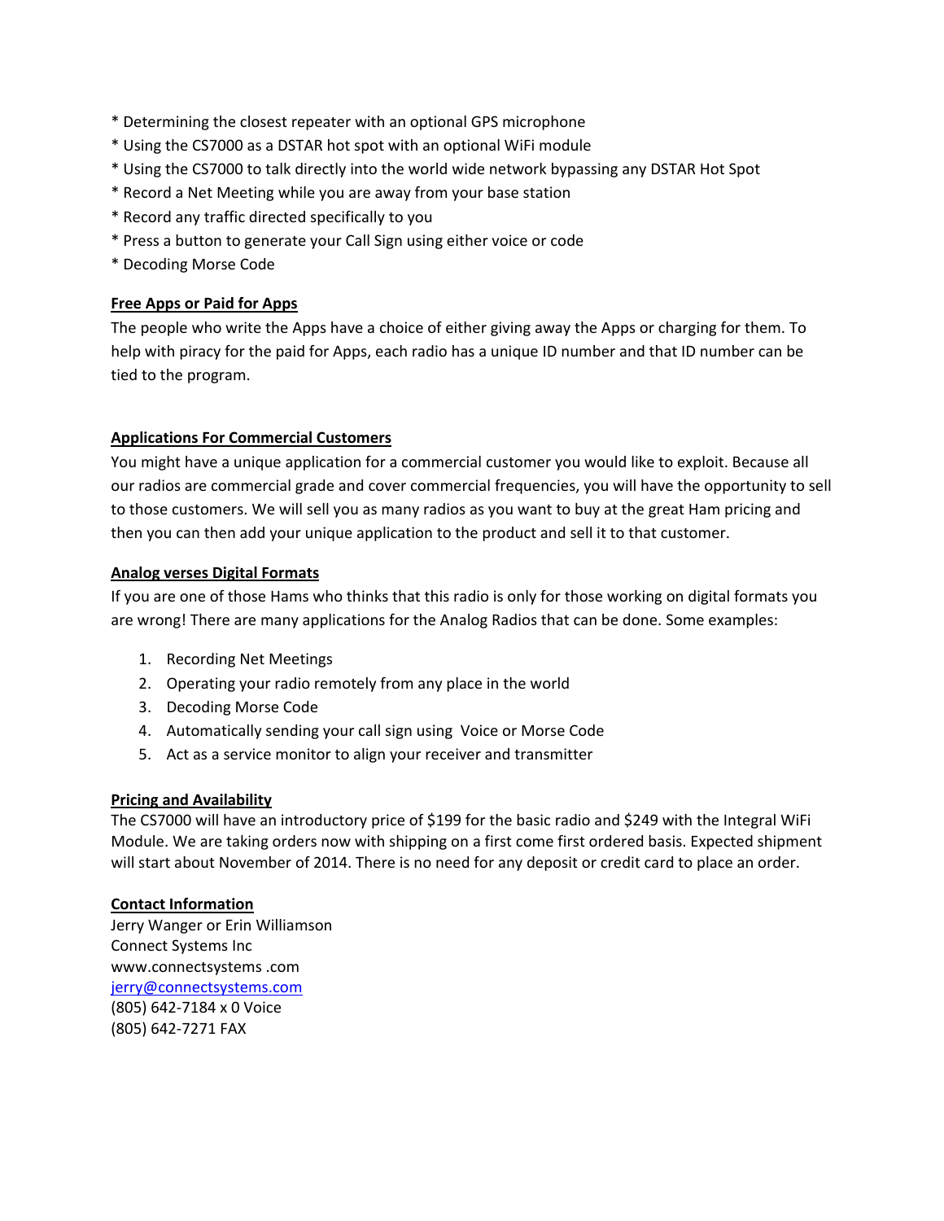* Determining the closest repeater with an optional GPS microphone
* Using the CS7000 as a DSTAR hot spot with an optional WiFi module
* Using the CS7000 to talk directly into the world wide network bypassing any DSTAR Hot Spot
* Record a Net Meeting while you are away from your base station
* Record any traffic directed specifically to you
* Press a button to generate your Call Sign using either voice or code
* Decoding Morse Code

**Free Apps or Paid for Apps**

The people who write the Apps have a choice of either giving away the Apps or charging for them. To help with piracy for the paid for Apps, each radio has a unique ID number and that ID number can be tied to the program.

**Applications For Commercial Customers**

You might have a unique application for a commercial customer you would like to exploit. Because all our radios are commercial grade and cover commercial frequencies, you will have the opportunity to sell to those customers. We will sell you as many radios as you want to buy at the great Ham pricing and then you can then add your unique application to the product and sell it to that customer.

**Analog verses Digital Formats**

If you are one of those Hams who thinks that this radio is only for those working on digital formats you are wrong! There are many applications for the Analog Radios that can be done. Some examples:

1. Recording Net Meetings
2. Operating your radio remotely from any place in the world
3. Decoding Morse Code
4. Automatically sending your call sign using Voice or Morse Code
5. Act as a service monitor to align your receiver and transmitter

**Pricing and Availability**

The CS7000 will have an introductory price of $199 for the basic radio and $249 with the Integral WiFi Module. We are taking orders now with shipping on a first come first ordered basis. Expected shipment will start about November of 2014. There is no need for any deposit or credit card to place an order.

**Contact Information**

Jerry Wanger or Erin Williamson
Connect Systems Inc
www.connectsystems .com
jerry@connectsystems.com
(805) 642-7184 x 0 Voice
(805) 642-7271 FAX